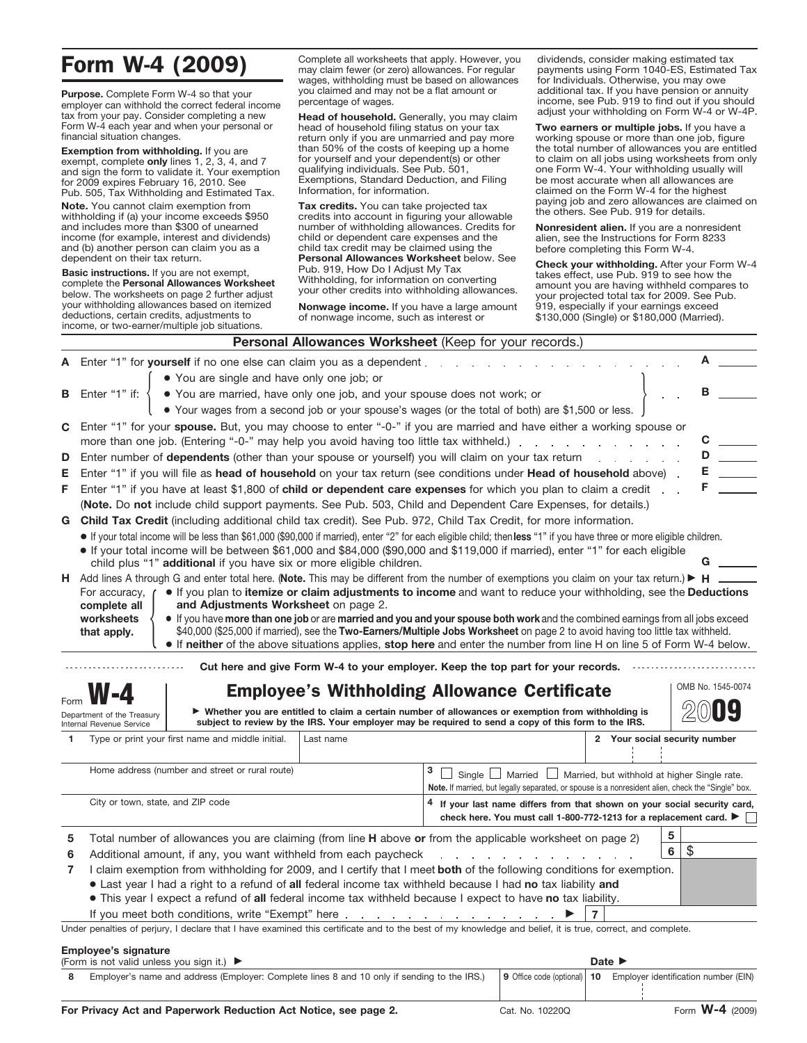# Form W-4 (2009)

**Purpose.** Complete Form W-4 so that your employer can withhold the correct federal income tax from your pay. Consider completing a new Form W-4 each year and when your personal or financial situation changes.

**Exemption from withholding.** If you are exempt, complete **only** lines 1, 2, 3, 4, and 7 and sign the form to validate it. Your exemption for 2009 expires February 16, 2010. See Pub. 505, Tax Withholding and Estimated Tax.

**Note.** You cannot claim exemption from withholding if (a) your income exceeds $950 and includes more than $300 of unearned income (for example, interest and dividends) and (b) another person can claim you as a dependent on their tax return.

**Basic instructions.** If you are not exempt, complete the **Personal Allowances Worksheet** below. The worksheets on page 2 further adjust your withholding allowances based on itemized deductions, certain credits, adjustments to income, or two-earner/multiple job situations.

Complete all worksheets that apply. However, you may claim fewer (or zero) allowances. For regular wages, withholding must be based on allowances you claimed and may not be a flat amount or percentage of wages.

**Head of household.** Generally, you may claim head of household filing status on your tax return only if you are unmarried and pay more than 50% of the costs of keeping up a home for yourself and your dependent(s) or other qualifying individuals. See Pub. 501, Exemptions, Standard Deduction, and Filing Information, for information.

**Tax credits.** You can take projected tax credits into account in figuring your allowable number of withholding allowances. Credits for child or dependent care expenses and the child tax credit may be claimed using the **Personal Allowances Worksheet** below. See Pub. 919, How Do I Adjust My Tax Withholding, for information on converting your other credits into withholding allowances.

**Nonwage income.** If you have a large amount of nonwage income, such as interest or dividends, consider making estimated tax payments using Form 1040-ES, Estimated Tax for Individuals. Otherwise, you may owe additional tax. If you have pension or annuity income, see Pub. 919 to find out if you should adjust your withholding on Form W-4 or W-4P.

**Two earners or multiple jobs.** If you have a working spouse or more than one job, figure the total number of allowances you are entitled to claim on all jobs using worksheets from only one Form W-4. Your withholding usually will be most accurate when all allowances are claimed on the Form W-4 for the highest paying job and zero allowances are claimed on the others. See Pub. 919 for details.

**Nonresident alien.** If you are a nonresident alien, see the Instructions for Form 8233 before completing this Form W-4.

**Check your withholding.** After your Form W-4 takes effect, use Pub. 919 to see how the amount you are having withheld compares to your projected total tax for 2009. See Pub. 919, especially if your earnings exceed $130,000 (Single) or $180,000 (Married).

## Personal Allowances Worksheet (Keep for your records.)

**A** Enter "1" for **yourself** if no one else can claim you as a dependent . . . . . . . . . . . . . . . . . . **A** ______

**B** Enter "1" if:
- You are single and have only one job; or
- You are married, have only one job, and your spouse does not work; or
- Your wages from a second job or your spouse's wages (or the total of both) are $1,500 or less.

. . . **B** ______

**C** Enter "1" for your **spouse.** But, you may choose to enter "-0-" if you are married and have either a working spouse or more than one job. (Entering "-0-" may help you avoid having too little tax withheld.) . . . . . . . . . . . . . **C** ______

**D** Enter number of **dependents** (other than your spouse or yourself) you will claim on your tax return . . . . . . . . **D** ______

**E** Enter "1" if you will file as **head of household** on your tax return (see conditions under **Head of household** above) . **E** ______

**F** Enter "1" if you have at least $1,800 of **child or dependent care expenses** for which you plan to claim a credit . . **F** ______
(**Note.** Do **not** include child support payments. See Pub. 503, Child and Dependent Care Expenses, for details.)

**G** **Child Tax Credit** (including additional child tax credit). See Pub. 972, Child Tax Credit, for more information.
- If your total income will be less than $61,000 ($90,000 if married), enter "2" for each eligible child; then **less** "1" if you have three or more eligible children.
- If your total income will be between $61,000 and $84,000 ($90,000 and $119,000 if married), enter "1" for each eligible child plus "1" **additional** if you have six or more eligible children. **G** ______

**H** Add lines A through G and enter total here. (**Note.** This may be different from the number of exemptions you claim on your tax return.) ▶ **H** ______

**For accuracy, complete all worksheets that apply.**
- If you plan to **itemize or claim adjustments to income** and want to reduce your withholding, see the **Deductions and Adjustments Worksheet** on page 2.
- If you have **more than one job** or are **married and you and your spouse both work** and the combined earnings from all jobs exceed $40,000 ($25,000 if married), see the **Two-Earners/Multiple Jobs Worksheet** on page 2 to avoid having too little tax withheld.
- If **neither** of the above situations applies, **stop here** and enter the number from line H on line 5 of Form W-4 below.

**Cut here and give Form W-4 to your employer. Keep the top part for your records.**

---

Form **W-4** — Department of the Treasury, Internal Revenue Service

# Employee's Withholding Allowance Certificate

OMB No. 1545-0074 — **2009**

▶ **Whether you are entitled to claim a certain number of allowances or exemption from withholding is subject to review by the IRS. Your employer may be required to send a copy of this form to the IRS.**

| | | | |
|---|---|---|---|
| **1** Type or print your first name and middle initial. | Last name | | **2** Your social security number |
| Home address (number and street or rural route) | | **3** ☐ Single ☐ Married ☐ Married, but withhold at higher Single rate. **Note.** If married, but legally separated, or spouse is a nonresident alien, check the "Single" box. | |
| City or town, state, and ZIP code | | **4** **If your last name differs from that shown on your social security card, check here. You must call 1-800-772-1213 for a replacement card.** ▶ ☐ | |

**5** Total number of allowances you are claiming (from line **H** above **or** from the applicable worksheet on page 2) **5** ______

**6** Additional amount, if any, you want withheld from each paycheck . . . . . . . . . . . . . . . **6** $ ______

**7** I claim exemption from withholding for 2009, and I certify that I meet **both** of the following conditions for exemption.
- Last year I had a right to a refund of **all** federal income tax withheld because I had **no** tax liability **and**
- This year I expect a refund of **all** federal income tax withheld because I expect to have **no** tax liability.

If you meet both conditions, write "Exempt" here . . . . . . . . . . . . . . . ▶ **7** ______

Under penalties of perjury, I declare that I have examined this certificate and to the best of my knowledge and belief, it is true, correct, and complete.

**Employee's signature**
(Form is not valid unless you sign it.) ▶ **Date** ▶

| **8** Employer's name and address (Employer: Complete lines 8 and 10 only if sending to the IRS.) | **9** Office code (optional) | **10** Employer identification number (EIN) |
|---|---|---|
| | | |

**For Privacy Act and Paperwork Reduction Act Notice, see page 2.** Cat. No. 10220Q Form **W-4** (2009)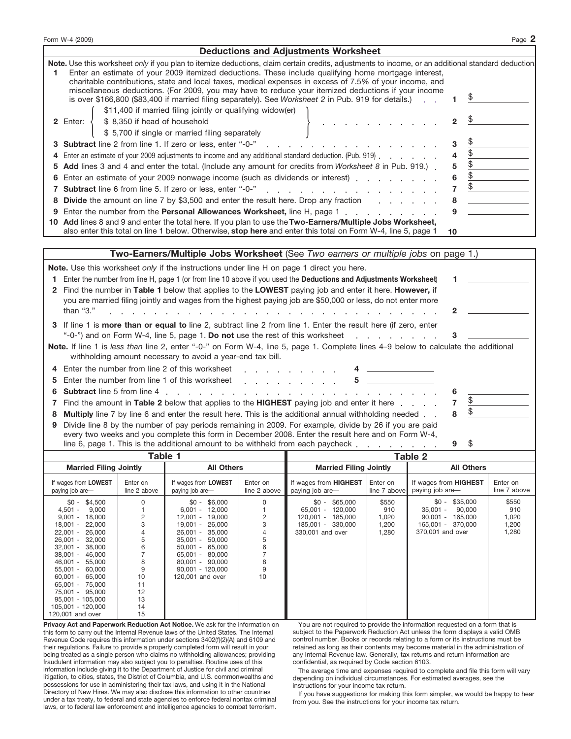## Deductions and Adjustments Worksheet

**Note.** Use this worksheet *only* if you plan to itemize deductions, claim certain credits, adjustments to income, or an additional standard deduction.

| | | | |
|---|---|---|---|
| **1** | Enter an estimate of your 2009 itemized deductions. These include qualifying home mortgage interest, charitable contributions, state and local taxes, medical expenses in excess of 7.5% of your income, and miscellaneous deductions. (For 2009, you may have to reduce your itemized deductions if your income is over $166,800 ($83,400 if married filing separately). See *Worksheet 2* in Pub. 919 for details.) | 1 | $ |
| **2** | Enter: { $11,400 if married filing jointly or qualifying widow(er); $ 8,350 if head of household; $ 5,700 if single or married filing separately } | 2 | $ |
| **3** | **Subtract** line 2 from line 1. If zero or less, enter "-0-" | 3 | $ |
| **4** | Enter an estimate of your 2009 adjustments to income and any additional standard deduction. (Pub. 919) | 4 | $ |
| **5** | **Add** lines 3 and 4 and enter the total. (Include any amount for credits from *Worksheet 8* in Pub. 919.) | 5 | $ |
| **6** | Enter an estimate of your 2009 nonwage income (such as dividends or interest) | 6 | $ |
| **7** | **Subtract** line 6 from line 5. If zero or less, enter "-0-" | 7 | $ |
| **8** | **Divide** the amount on line 7 by $3,500 and enter the result here. Drop any fraction | 8 | |
| **9** | Enter the number from the **Personal Allowances Worksheet,** line H, page 1 | 9 | |
| **10** | **Add** lines 8 and 9 and enter the total here. If you plan to use the **Two-Earners/Multiple Jobs Worksheet,** also enter this total on line 1 below. Otherwise, **stop here** and enter this total on Form W-4, line 5, page 1 | 10 | |

## Two-Earners/Multiple Jobs Worksheet (See *Two earners or multiple jobs* on page 1.)

**Note.** Use this worksheet *only* if the instructions under line H on page 1 direct you here.

| | | | |
|---|---|---|---|
| **1** | Enter the number from line H, page 1 (or from line 10 above if you used the **Deductions and Adjustments Worksheet**) | 1 | |
| **2** | Find the number in **Table 1** below that applies to the **LOWEST** paying job and enter it here. **However,** if you are married filing jointly and wages from the highest paying job are $50,000 or less, do not enter more than "3." | 2 | |
| **3** | If line 1 is **more than or equal to** line 2, subtract line 2 from line 1. Enter the result here (if zero, enter "-0-") and on Form W-4, line 5, page 1. **Do not** use the rest of this worksheet | 3 | |

**Note.** If line 1 is *less than* line 2, enter "-0-" on Form W-4, line 5, page 1. Complete lines 4–9 below to calculate the additional withholding amount necessary to avoid a year-end tax bill.

| | | | |
|---|---|---|---|
| **4** | Enter the number from line 2 of this worksheet | 4 | |
| **5** | Enter the number from line 1 of this worksheet | 5 | |
| **6** | **Subtract** line 5 from line 4 | 6 | |
| **7** | Find the amount in **Table 2** below that applies to the **HIGHEST** paying job and enter it here | 7 | $ |
| **8** | **Multiply** line 7 by line 6 and enter the result here. This is the additional annual withholding needed | 8 | $ |
| **9** | Divide line 8 by the number of pay periods remaining in 2009. For example, divide by 26 if you are paid every two weeks and you complete this form in December 2008. Enter the result here and on Form W-4, line 6, page 1. This is the additional amount to be withheld from each paycheck | 9 | $ |

### Table 1

| Married Filing Jointly | | All Others | |
|---|---|---|---|
| If wages from **LOWEST** paying job are— | Enter on line 2 above | If wages from **LOWEST** paying job are— | Enter on line 2 above |
| $0 - $4,500 | 0 | $0 - $6,000 | 0 |
| 4,501 - 9,000 | 1 | 6,001 - 12,000 | 1 |
| 9,001 - 18,000 | 2 | 12,001 - 19,000 | 2 |
| 18,001 - 22,000 | 3 | 19,001 - 26,000 | 3 |
| 22,001 - 26,000 | 4 | 26,001 - 35,000 | 4 |
| 26,001 - 32,000 | 5 | 35,001 - 50,000 | 5 |
| 32,001 - 38,000 | 6 | 50,001 - 65,000 | 6 |
| 38,001 - 46,000 | 7 | 65,001 - 80,000 | 7 |
| 46,001 - 55,000 | 8 | 80,001 - 90,000 | 8 |
| 55,001 - 60,000 | 9 | 90,001 - 120,000 | 9 |
| 60,001 - 65,000 | 10 | 120,001 and over | 10 |
| 65,001 - 75,000 | 11 | | |
| 75,001 - 95,000 | 12 | | |
| 95,001 - 105,000 | 13 | | |
| 105,001 - 120,000 | 14 | | |
| 120,001 and over | 15 | | |

### Table 2

| Married Filing Jointly | | All Others | |
|---|---|---|---|
| If wages from **HIGHEST** paying job are— | Enter on line 7 above | If wages from **HIGHEST** paying job are— | Enter on line 7 above |
| $0 - $65,000 | $550 | $0 - $35,000 | $550 |
| 65,001 - 120,000 | 910 | 35,001 - 90,000 | 910 |
| 120,001 - 185,000 | 1,020 | 90,001 - 165,000 | 1,020 |
| 185,001 - 330,000 | 1,200 | 165,001 - 370,000 | 1,200 |
| 330,001 and over | 1,280 | 370,001 and over | 1,280 |

**Privacy Act and Paperwork Reduction Act Notice.** We ask for the information on this form to carry out the Internal Revenue laws of the United States. The Internal Revenue Code requires this information under sections 3402(f)(2)(A) and 6109 and their regulations. Failure to provide a properly completed form will result in your being treated as a single person who claims no withholding allowances; providing fraudulent information may also subject you to penalties. Routine uses of this information include giving it to the Department of Justice for civil and criminal litigation, to cities, states, the District of Columbia, and U.S. commonwealths and possessions for use in administering their tax laws, and using it in the National Directory of New Hires. We may also disclose this information to other countries under a tax treaty, to federal and state agencies to enforce federal nontax criminal laws, or to federal law enforcement and intelligence agencies to combat terrorism.

You are not required to provide the information requested on a form that is subject to the Paperwork Reduction Act unless the form displays a valid OMB control number. Books or records relating to a form or its instructions must be retained as long as their contents may become material in the administration of any Internal Revenue law. Generally, tax returns and return information are confidential, as required by Code section 6103.

The average time and expenses required to complete and file this form will vary depending on individual circumstances. For estimated averages, see the instructions for your income tax return.

If you have suggestions for making this form simpler, we would be happy to hear from you. See the instructions for your income tax return.